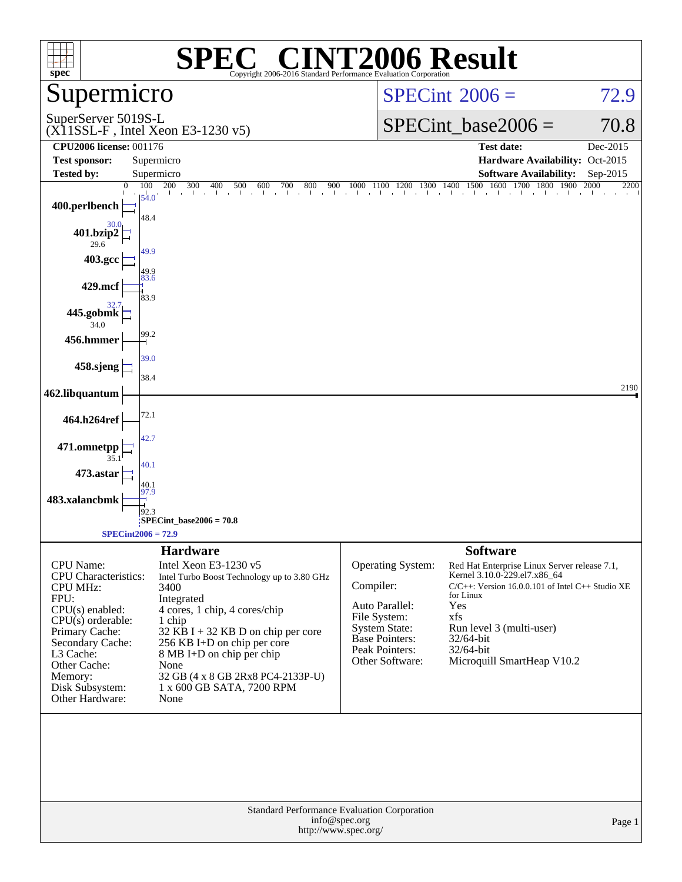# SPEC® CINT2006 Result

Copyright 2006-2016 Standard Performance Evaluation Corporation

## Supermicro

SuperServer 5019S-L
(X11SSL-F , Intel Xeon E3-1230 v5)

**SPECint 2006 = 72.9**

**SPECint_base2006 = 70.8**

| | | | |
|---|---|---|---|
| **CPU2006 license:** 001176 | | **Test date:** | Dec-2015 |
| **Test sponsor:** | Supermicro | **Hardware Availability:** | Oct-2015 |
| **Tested by:** | Supermicro | **Software Availability:** | Sep-2015 |

| Benchmark | Peak | Base |
|---|---|---|
| 400.perlbench | 54.0 | 48.4 |
| 401.bzip2 | 30.0 | 29.6 |
| 403.gcc | 49.9 | 49.9 |
| 429.mcf | 83.6 | 83.9 |
| 445.gobmk | 32.7 | 34.0 |
| 456.hmmer | | 99.2 |
| 458.sjeng | 39.0 | 38.4 |
| 462.libquantum | | 2190 |
| 464.h264ref | | 72.1 |
| 471.omnetpp | 42.7 | 35.1 |
| 473.astar | 40.1 | 40.1 |
| 483.xalancbmk | 97.9 | 92.3 |

SPECint_base2006 = 70.8

SPECint2006 = 72.9

## Hardware

| | |
|---|---|
| CPU Name: | Intel Xeon E3-1230 v5 |
| CPU Characteristics: | Intel Turbo Boost Technology up to 3.80 GHz |
| CPU MHz: | 3400 |
| FPU: | Integrated |
| CPU(s) enabled: | 4 cores, 1 chip, 4 cores/chip |
| CPU(s) orderable: | 1 chip |
| Primary Cache: | 32 KB I + 32 KB D on chip per core |
| Secondary Cache: | 256 KB I+D on chip per core |
| L3 Cache: | 8 MB I+D on chip per chip |
| Other Cache: | None |
| Memory: | 32 GB (4 x 8 GB 2Rx8 PC4-2133P-U) |
| Disk Subsystem: | 1 x 600 GB SATA, 7200 RPM |
| Other Hardware: | None |

## Software

| | |
|---|---|
| Operating System: | Red Hat Enterprise Linux Server release 7.1, Kernel 3.10.0-229.el7.x86_64 |
| Compiler: | C/C++: Version 16.0.0.101 of Intel C++ Studio XE for Linux |
| Auto Parallel: | Yes |
| File System: | xfs |
| System State: | Run level 3 (multi-user) |
| Base Pointers: | 32/64-bit |
| Peak Pointers: | 32/64-bit |
| Other Software: | Microquill SmartHeap V10.2 |

Standard Performance Evaluation Corporation
info@spec.org
http://www.spec.org/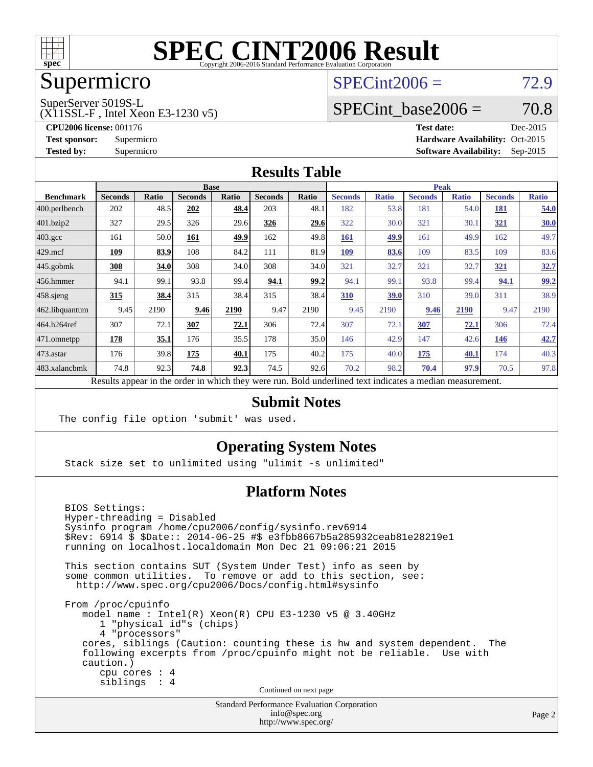# SPEC CINT2006 Result

Copyright 2006-2016 Standard Performance Evaluation Corporation

## Supermicro

SuperServer 5019S-L
(X11SSL-F , Intel Xeon E3-1230 v5)

SPECint2006 = 72.9

SPECint_base2006 = 70.8

**CPU2006 license:** 001176
**Test sponsor:** Supermicro
**Tested by:** Supermicro

**Test date:** Dec-2015
**Hardware Availability:** Oct-2015
**Software Availability:** Sep-2015

## Results Table

| Benchmark | Base | | | | | | Peak | | | | | |
|---|---|---|---|---|---|---|---|---|---|---|---|---|
| | Seconds | Ratio | Seconds | Ratio | Seconds | Ratio | Seconds | Ratio | Seconds | Ratio | Seconds | Ratio |
| 400.perlbench | 202 | 48.5 | **202** | **48.4** | 203 | 48.1 | 182 | 53.8 | 181 | 54.0 | **181** | **54.0** |
| 401.bzip2 | 327 | 29.5 | 326 | 29.6 | **326** | **29.6** | 322 | 30.0 | 321 | 30.1 | **321** | **30.0** |
| 403.gcc | 161 | 50.0 | **161** | **49.9** | 162 | 49.8 | **161** | **49.9** | 161 | 49.9 | 162 | 49.7 |
| 429.mcf | **109** | **83.9** | 108 | 84.2 | 111 | 81.9 | **109** | **83.6** | 109 | 83.5 | 109 | 83.6 |
| 445.gobmk | **308** | **34.0** | 308 | 34.0 | 308 | 34.0 | 321 | 32.7 | 321 | 32.7 | **321** | **32.7** |
| 456.hmmer | 94.1 | 99.1 | 93.8 | 99.4 | **94.1** | **99.2** | 94.1 | 99.1 | 93.8 | 99.4 | **94.1** | **99.2** |
| 458.sjeng | **315** | **38.4** | 315 | 38.4 | 315 | 38.4 | **310** | **39.0** | 310 | 39.0 | 311 | 38.9 |
| 462.libquantum | 9.45 | 2190 | **9.46** | **2190** | 9.47 | 2190 | 9.45 | 2190 | **9.46** | **2190** | 9.47 | 2190 |
| 464.h264ref | 307 | 72.1 | **307** | **72.1** | 306 | 72.4 | 307 | 72.1 | **307** | **72.1** | 306 | 72.4 |
| 471.omnetpp | **178** | **35.1** | 176 | 35.5 | 178 | 35.0 | 146 | 42.9 | 147 | 42.6 | **146** | **42.7** |
| 473.astar | 176 | 39.8 | **175** | **40.1** | 175 | 40.2 | 175 | 40.0 | **175** | **40.1** | 174 | 40.3 |
| 483.xalancbmk | 74.8 | 92.3 | **74.8** | **92.3** | 74.5 | 92.6 | 70.2 | 98.2 | **70.4** | **97.9** | 70.5 | 97.8 |

Results appear in the order in which they were run. Bold underlined text indicates a median measurement.

## Submit Notes

```
The config file option 'submit' was used.
```

## Operating System Notes

```
Stack size set to unlimited using "ulimit -s unlimited"
```

## Platform Notes

```
BIOS Settings:
Hyper-threading = Disabled
Sysinfo program /home/cpu2006/config/sysinfo.rev6914
$Rev: 6914 $ $Date:: 2014-06-25 #$ e3fbb8667b5a285932ceab81e28219e1
running on localhost.localdomain Mon Dec 21 09:06:21 2015

This section contains SUT (System Under Test) info as seen by
some common utilities.  To remove or add to this section, see:
  http://www.spec.org/cpu2006/Docs/config.html#sysinfo

From /proc/cpuinfo
   model name : Intel(R) Xeon(R) CPU E3-1230 v5 @ 3.40GHz
      1 "physical id"s (chips)
      4 "processors"
   cores, siblings (Caution: counting these is hw and system dependent.  The
   following excerpts from /proc/cpuinfo might not be reliable.  Use with
   caution.)
      cpu cores : 4
      siblings  : 4
```

Continued on next page

Standard Performance Evaluation Corporation
info@spec.org
http://www.spec.org/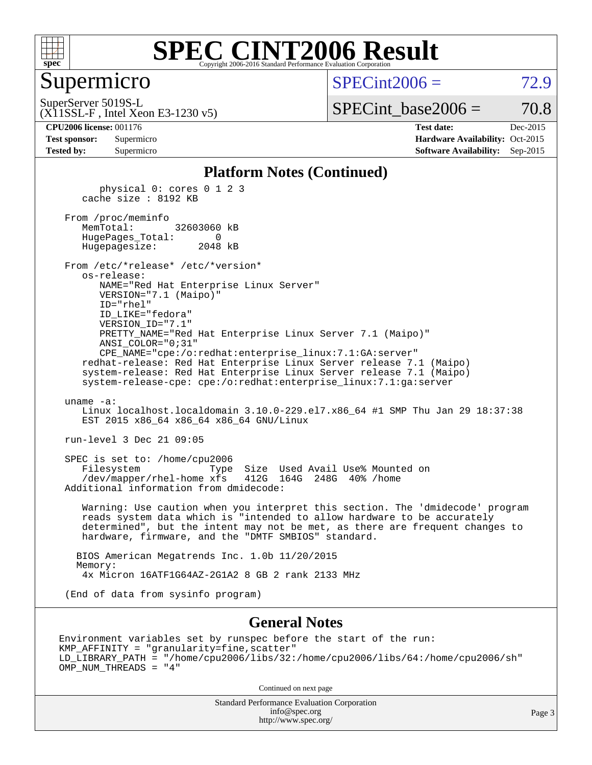# SPEC CINT2006 Result

Copyright 2006-2016 Standard Performance Evaluation Corporation

## Supermicro

SuperServer 5019S-L
(X11SSL-F , Intel Xeon E3-1230 v5)

SPECint2006 = 72.9

SPECint_base2006 = 70.8

| | | | |
|---|---|---|---|
| **CPU2006 license:** 001176 | | **Test date:** | Dec-2015 |
| **Test sponsor:** | Supermicro | **Hardware Availability:** | Oct-2015 |
| **Tested by:** | Supermicro | **Software Availability:** | Sep-2015 |

## Platform Notes (Continued)

```
        physical 0: cores 0 1 2 3
     cache size : 8192 KB

  From /proc/meminfo
     MemTotal:       32603060 kB
     HugePages_Total:       0
     Hugepagesize:       2048 kB

  From /etc/*release* /etc/*version*
     os-release:
        NAME="Red Hat Enterprise Linux Server"
        VERSION="7.1 (Maipo)"
        ID="rhel"
        ID_LIKE="fedora"
        VERSION_ID="7.1"
        PRETTY_NAME="Red Hat Enterprise Linux Server 7.1 (Maipo)"
        ANSI_COLOR="0;31"
        CPE_NAME="cpe:/o:redhat:enterprise_linux:7.1:GA:server"
     redhat-release: Red Hat Enterprise Linux Server release 7.1 (Maipo)
     system-release: Red Hat Enterprise Linux Server release 7.1 (Maipo)
     system-release-cpe: cpe:/o:redhat:enterprise_linux:7.1:ga:server

  uname -a:
     Linux localhost.localdomain 3.10.0-229.el7.x86_64 #1 SMP Thu Jan 29 18:37:38
     EST 2015 x86_64 x86_64 x86_64 GNU/Linux

  run-level 3 Dec 21 09:05

  SPEC is set to: /home/cpu2006
     Filesystem            Type  Size  Used Avail Use% Mounted on
     /dev/mapper/rhel-home xfs   412G  164G  248G  40% /home
  Additional information from dmidecode:

     Warning: Use caution when you interpret this section. The 'dmidecode' program
     reads system data which is "intended to allow hardware to be accurately
     determined", but the intent may not be met, as there are frequent changes to
     hardware, firmware, and the "DMTF SMBIOS" standard.

    BIOS American Megatrends Inc. 1.0b 11/20/2015
    Memory:
     4x Micron 16ATF1G64AZ-2G1A2 8 GB 2 rank 2133 MHz

  (End of data from sysinfo program)
```

## General Notes

```
Environment variables set by runspec before the start of the run:
KMP_AFFINITY = "granularity=fine,scatter"
LD_LIBRARY_PATH = "/home/cpu2006/libs/32:/home/cpu2006/libs/64:/home/cpu2006/sh"
OMP_NUM_THREADS = "4"
```

Continued on next page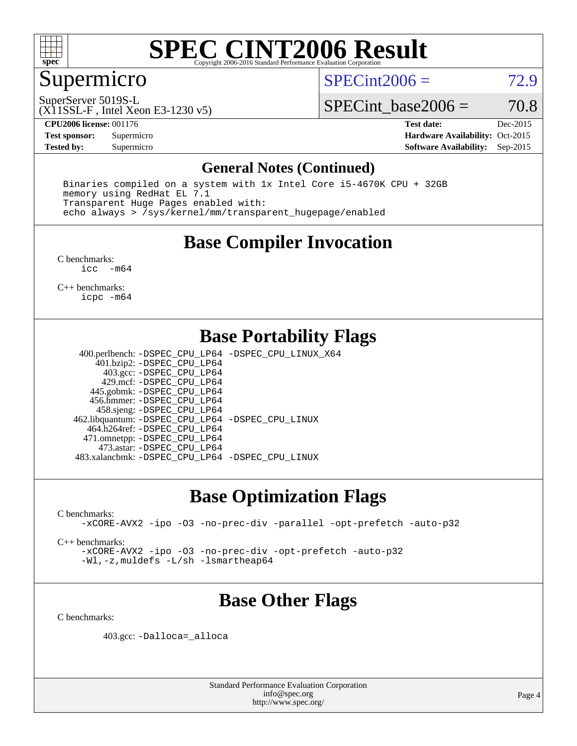# SPEC CINT2006 Result

Copyright 2006-2016 Standard Performance Evaluation Corporation

## Supermicro

SuperServer 5019S-L
(X11SSL-F , Intel Xeon E3-1230 v5)

SPECint2006 = 72.9

SPECint_base2006 = 70.8

**CPU2006 license:** 001176 **Test date:** Dec-2015
**Test sponsor:** Supermicro **Hardware Availability:** Oct-2015
**Tested by:** Supermicro **Software Availability:** Sep-2015

## General Notes (Continued)

```
Binaries compiled on a system with 1x Intel Core i5-4670K CPU + 32GB
memory using RedHat EL 7.1
Transparent Huge Pages enabled with:
echo always > /sys/kernel/mm/transparent_hugepage/enabled
```

## Base Compiler Invocation

C benchmarks:
`icc -m64`

C++ benchmarks:
`icpc -m64`

## Base Portability Flags

| Benchmark | Flags |
|---|---|
| 400.perlbench: | -DSPEC_CPU_LP64 -DSPEC_CPU_LINUX_X64 |
| 401.bzip2: | -DSPEC_CPU_LP64 |
| 403.gcc: | -DSPEC_CPU_LP64 |
| 429.mcf: | -DSPEC_CPU_LP64 |
| 445.gobmk: | -DSPEC_CPU_LP64 |
| 456.hmmer: | -DSPEC_CPU_LP64 |
| 458.sjeng: | -DSPEC_CPU_LP64 |
| 462.libquantum: | -DSPEC_CPU_LP64 -DSPEC_CPU_LINUX |
| 464.h264ref: | -DSPEC_CPU_LP64 |
| 471.omnetpp: | -DSPEC_CPU_LP64 |
| 473.astar: | -DSPEC_CPU_LP64 |
| 483.xalancbmk: | -DSPEC_CPU_LP64 -DSPEC_CPU_LINUX |

## Base Optimization Flags

C benchmarks:
`-xCORE-AVX2 -ipo -O3 -no-prec-div -parallel -opt-prefetch -auto-p32`

C++ benchmarks:
`-xCORE-AVX2 -ipo -O3 -no-prec-div -opt-prefetch -auto-p32`
`-Wl,-z,muldefs -L/sh -lsmartheap64`

## Base Other Flags

C benchmarks:

403.gcc: `-Dalloca=_alloca`

Standard Performance Evaluation Corporation
info@spec.org
http://www.spec.org/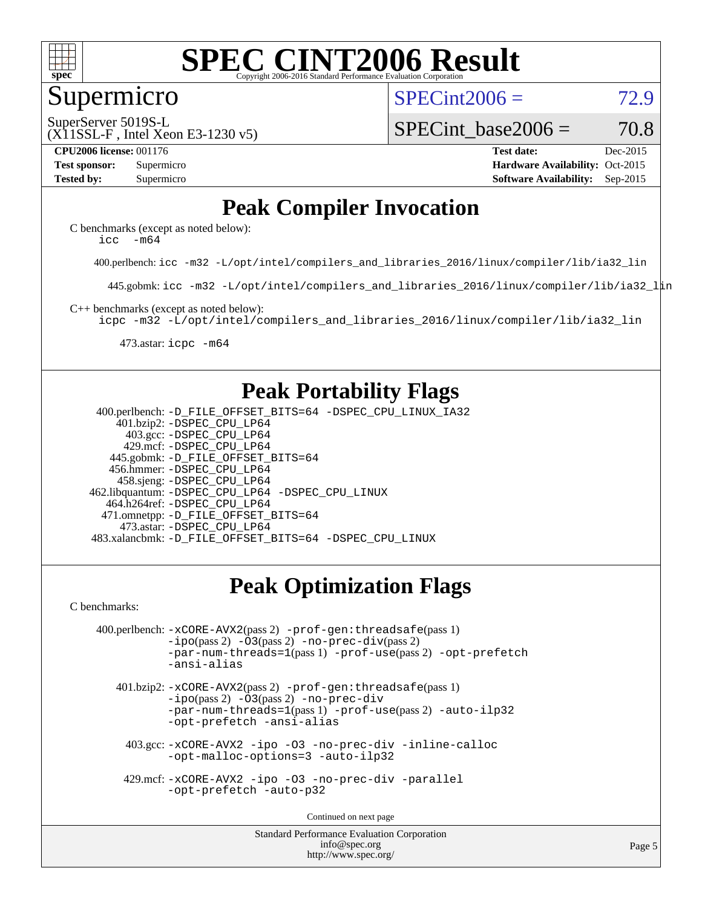# SPEC CINT2006 Result

Copyright 2006-2016 Standard Performance Evaluation Corporation

## Supermicro

SuperServer 5019S-L
(X11SSL-F , Intel Xeon E3-1230 v5)

SPECint2006 = 72.9

SPECint_base2006 = 70.8

| | | | |
|---|---|---|---|
| **CPU2006 license:** | 001176 | **Test date:** | Dec-2015 |
| **Test sponsor:** | Supermicro | **Hardware Availability:** | Oct-2015 |
| **Tested by:** | Supermicro | **Software Availability:** | Sep-2015 |

## Peak Compiler Invocation

C benchmarks (except as noted below):
`icc -m64`

400.perlbench: `icc -m32 -L/opt/intel/compilers_and_libraries_2016/linux/compiler/lib/ia32_lin`

445.gobmk: `icc -m32 -L/opt/intel/compilers_and_libraries_2016/linux/compiler/lib/ia32_lin`

C++ benchmarks (except as noted below):
`icpc -m32 -L/opt/intel/compilers_and_libraries_2016/linux/compiler/lib/ia32_lin`

473.astar: `icpc -m64`

## Peak Portability Flags

400.perlbench: `-D_FILE_OFFSET_BITS=64 -DSPEC_CPU_LINUX_IA32`
401.bzip2: `-DSPEC_CPU_LP64`
403.gcc: `-DSPEC_CPU_LP64`
429.mcf: `-DSPEC_CPU_LP64`
445.gobmk: `-D_FILE_OFFSET_BITS=64`
456.hmmer: `-DSPEC_CPU_LP64`
458.sjeng: `-DSPEC_CPU_LP64`
462.libquantum: `-DSPEC_CPU_LP64 -DSPEC_CPU_LINUX`
464.h264ref: `-DSPEC_CPU_LP64`
471.omnetpp: `-D_FILE_OFFSET_BITS=64`
473.astar: `-DSPEC_CPU_LP64`
483.xalancbmk: `-D_FILE_OFFSET_BITS=64 -DSPEC_CPU_LINUX`

## Peak Optimization Flags

C benchmarks:

400.perlbench: `-xCORE-AVX2`(pass 2) `-prof-gen:threadsafe`(pass 1) `-ipo`(pass 2) `-O3`(pass 2) `-no-prec-div`(pass 2) `-par-num-threads=1`(pass 1) `-prof-use`(pass 2) `-opt-prefetch` `-ansi-alias`

401.bzip2: `-xCORE-AVX2`(pass 2) `-prof-gen:threadsafe`(pass 1) `-ipo`(pass 2) `-O3`(pass 2) `-no-prec-div` `-par-num-threads=1`(pass 1) `-prof-use`(pass 2) `-auto-ilp32` `-opt-prefetch -ansi-alias`

403.gcc: `-xCORE-AVX2 -ipo -O3 -no-prec-div -inline-calloc -opt-malloc-options=3 -auto-ilp32`

429.mcf: `-xCORE-AVX2 -ipo -O3 -no-prec-div -parallel -opt-prefetch -auto-p32`

Continued on next page

Standard Performance Evaluation Corporation
info@spec.org
http://www.spec.org/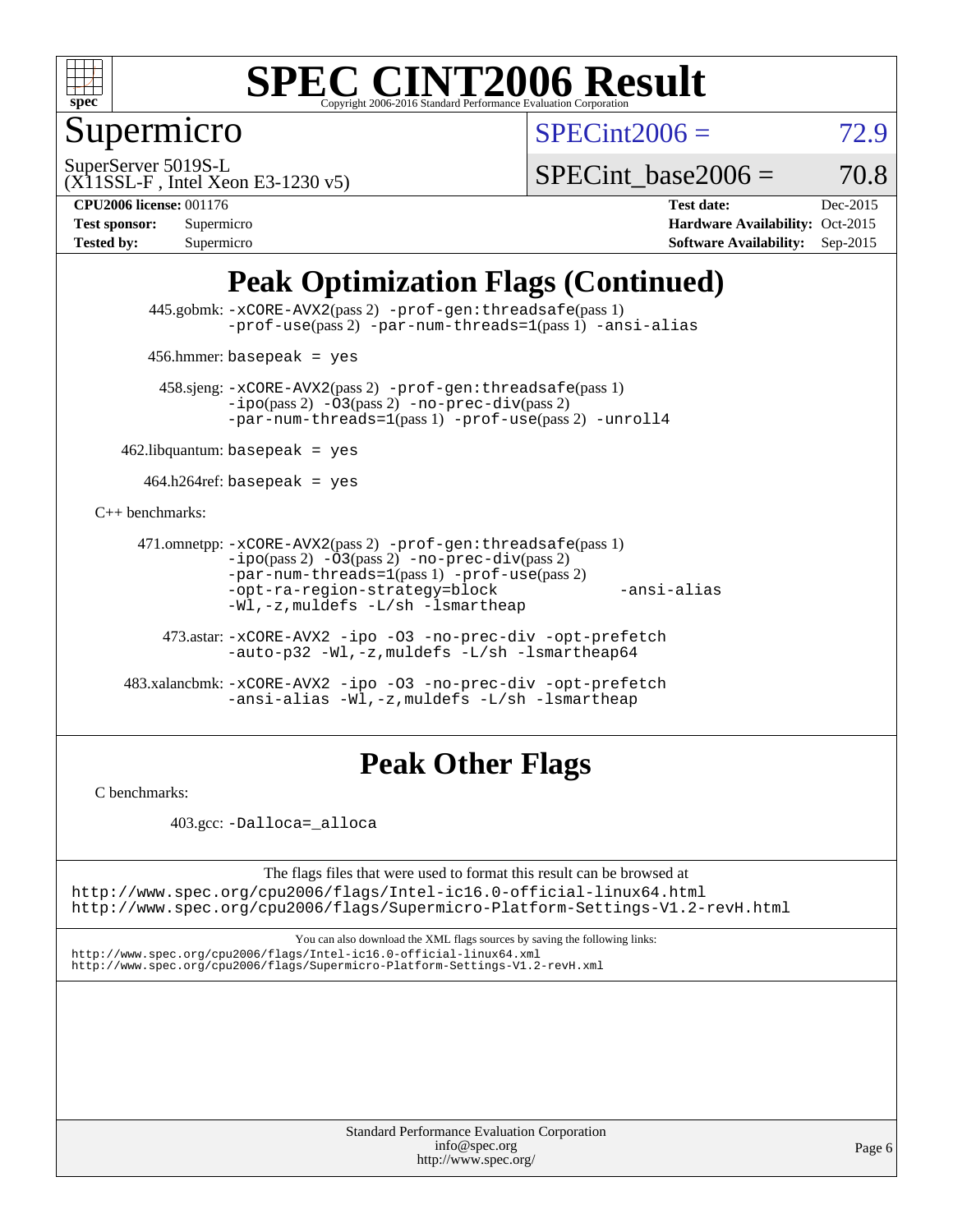# SPEC CINT2006 Result

Copyright 2006-2016 Standard Performance Evaluation Corporation

## Supermicro

SuperServer 5019S-L
(X11SSL-F , Intel Xeon E3-1230 v5)

SPECint2006 = 72.9

SPECint_base2006 = 70.8

**CPU2006 license:** 001176
**Test sponsor:** Supermicro
**Tested by:** Supermicro

**Test date:** Dec-2015
**Hardware Availability:** Oct-2015
**Software Availability:** Sep-2015

## Peak Optimization Flags (Continued)

445.gobmk: `-xCORE-AVX2`(pass 2) `-prof-gen:threadsafe`(pass 1) `-prof-use`(pass 2) `-par-num-threads=1`(pass 1) `-ansi-alias`

456.hmmer: `basepeak = yes`

458.sjeng: `-xCORE-AVX2`(pass 2) `-prof-gen:threadsafe`(pass 1) `-ipo`(pass 2) `-O3`(pass 2) `-no-prec-div`(pass 2) `-par-num-threads=1`(pass 1) `-prof-use`(pass 2) `-unroll4`

462.libquantum: `basepeak = yes`

464.h264ref: `basepeak = yes`

C++ benchmarks:

471.omnetpp: `-xCORE-AVX2`(pass 2) `-prof-gen:threadsafe`(pass 1) `-ipo`(pass 2) `-O3`(pass 2) `-no-prec-div`(pass 2) `-par-num-threads=1`(pass 1) `-prof-use`(pass 2) `-opt-ra-region-strategy=block` `-ansi-alias` `-Wl,-z,muldefs -L/sh -lsmartheap`

473.astar: `-xCORE-AVX2 -ipo -O3 -no-prec-div -opt-prefetch -auto-p32 -Wl,-z,muldefs -L/sh -lsmartheap64`

483.xalancbmk: `-xCORE-AVX2 -ipo -O3 -no-prec-div -opt-prefetch -ansi-alias -Wl,-z,muldefs -L/sh -lsmartheap`

## Peak Other Flags

C benchmarks:

403.gcc: `-Dalloca=_alloca`

The flags files that were used to format this result can be browsed at
http://www.spec.org/cpu2006/flags/Intel-ic16.0-official-linux64.html
http://www.spec.org/cpu2006/flags/Supermicro-Platform-Settings-V1.2-revH.html

You can also download the XML flags sources by saving the following links:
http://www.spec.org/cpu2006/flags/Intel-ic16.0-official-linux64.xml
http://www.spec.org/cpu2006/flags/Supermicro-Platform-Settings-V1.2-revH.xml

Standard Performance Evaluation Corporation
info@spec.org
http://www.spec.org/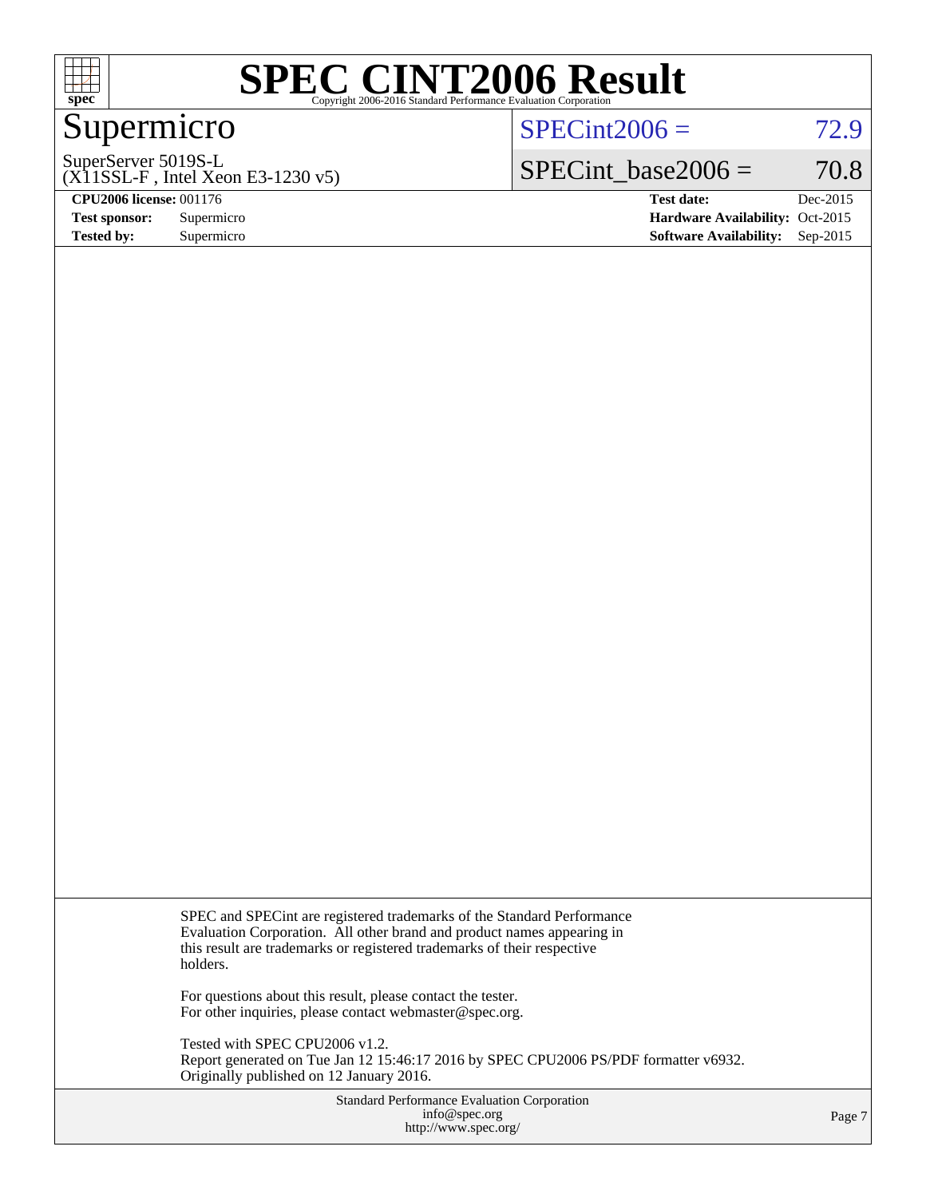# SPEC CINT2006 Result

Copyright 2006-2016 Standard Performance Evaluation Corporation

## Supermicro

SuperServer 5019S-L
(X11SSL-F , Intel Xeon E3-1230 v5)

SPECint2006 = 72.9

SPECint_base2006 = 70.8

**CPU2006 license:** 001176
**Test sponsor:** Supermicro
**Tested by:** Supermicro

**Test date:** Dec-2015
**Hardware Availability:** Oct-2015
**Software Availability:** Sep-2015

SPEC and SPECint are registered trademarks of the Standard Performance Evaluation Corporation. All other brand and product names appearing in this result are trademarks or registered trademarks of their respective holders.

For questions about this result, please contact the tester.
For other inquiries, please contact webmaster@spec.org.

Tested with SPEC CPU2006 v1.2.
Report generated on Tue Jan 12 15:46:17 2016 by SPEC CPU2006 PS/PDF formatter v6932.
Originally published on 12 January 2016.

Standard Performance Evaluation Corporation
info@spec.org
http://www.spec.org/